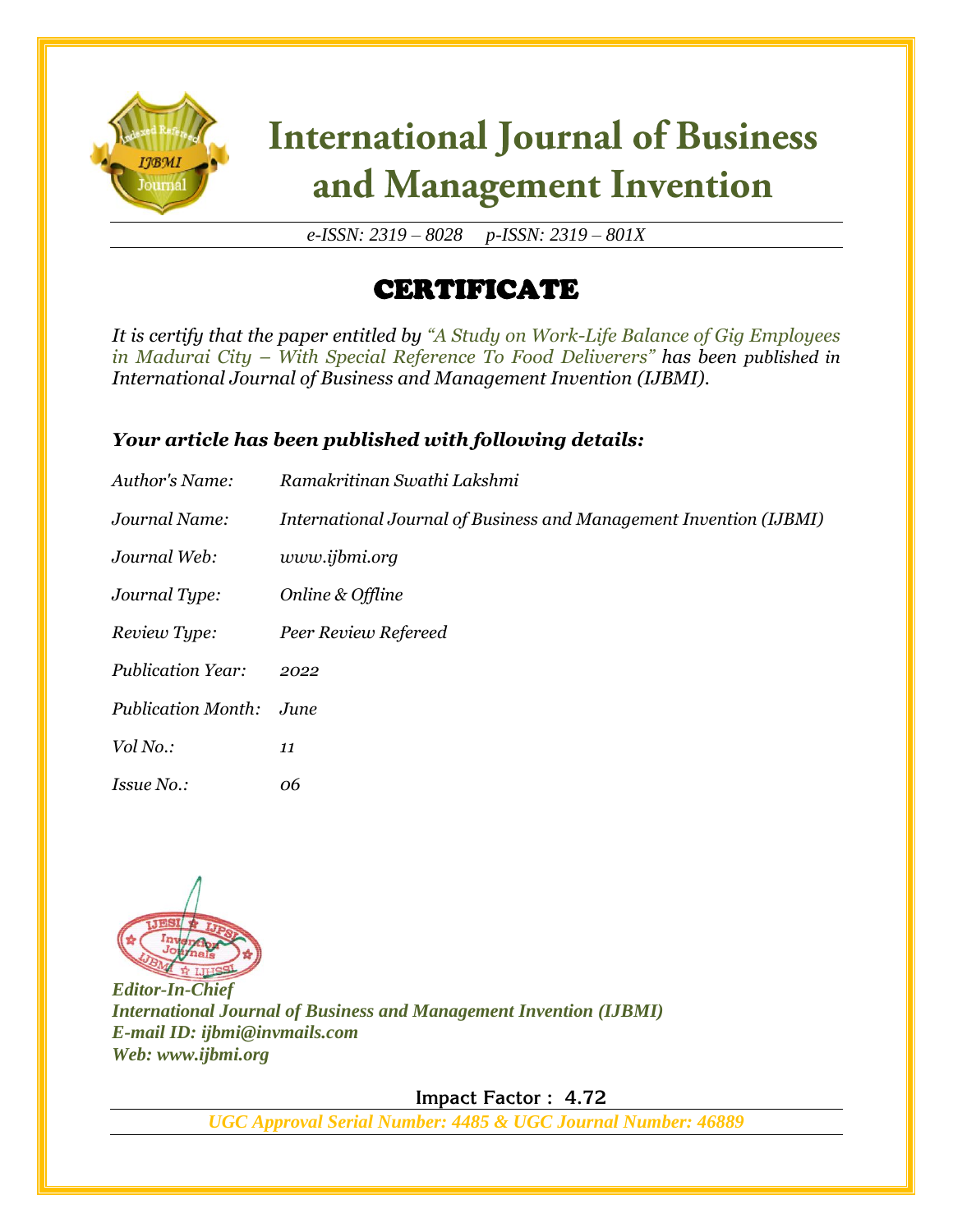# International Journal of Business and Management Invention

*e-ISSN: 2319 – 8028 p-ISSN: 2319 – 801X*

## CERTIFICATE

*It is certify that the paper entitled by "A Study on Work-Life Balance of Gig Employees in Madurai City – With Special Reference To Food Deliverers" has been published in International Journal of Business and Management Invention (IJBMI).*

### *Your article has been published with following details:*

| | |
|---|---|
| *Author's Name:* | *Ramakritinan Swathi Lakshmi* |
| *Journal Name:* | *International Journal of Business and Management Invention (IJBMI)* |
| *Journal Web:* | *www.ijbmi.org* |
| *Journal Type:* | *Online & Offline* |
| *Review Type:* | *Peer Review Refereed* |
| *Publication Year:* | *2022* |
| *Publication Month:* | *June* |
| *Vol No.:* | *11* |
| *Issue No.:* | *06* |

***Editor-In-Chief***
***International Journal of Business and Management Invention (IJBMI)***
***E-mail ID: ijbmi@invmails.com***
***Web: www.ijbmi.org***

**Impact Factor : 4.72**

***UGC Approval Serial Number: 4485 & UGC Journal Number: 46889***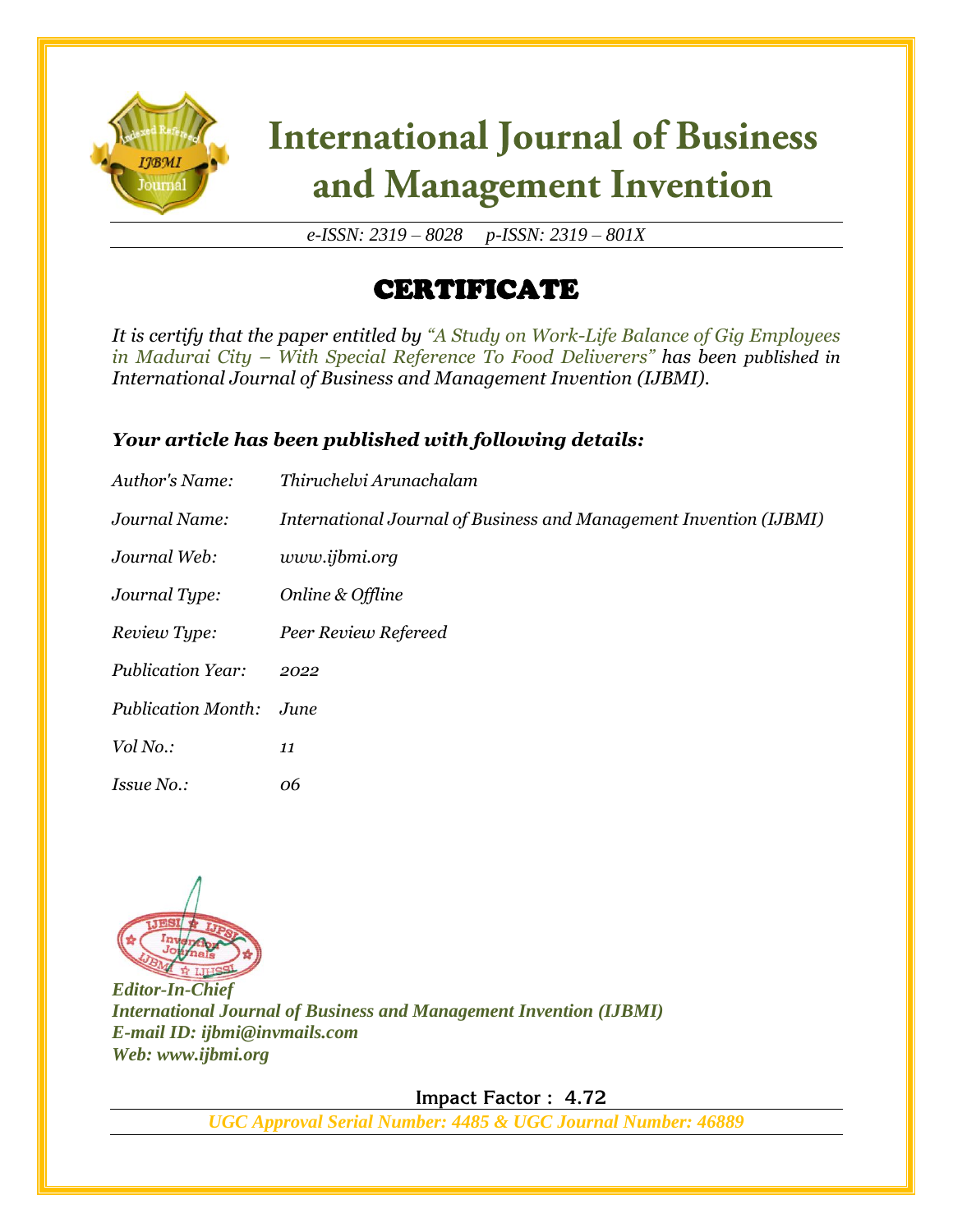# International Journal of Business and Management Invention

*e-ISSN: 2319 – 8028 p-ISSN: 2319 – 801X*

## CERTIFICATE

*It is certify that the paper entitled by "A Study on Work-Life Balance of Gig Employees in Madurai City – With Special Reference To Food Deliverers" has been published in International Journal of Business and Management Invention (IJBMI).*

### *Your article has been published with following details:*

| | |
|---|---|
| *Author's Name:* | *Thiruchelvi Arunachalam* |
| *Journal Name:* | *International Journal of Business and Management Invention (IJBMI)* |
| *Journal Web:* | *www.ijbmi.org* |
| *Journal Type:* | *Online & Offline* |
| *Review Type:* | *Peer Review Refereed* |
| *Publication Year:* | *2022* |
| *Publication Month:* | *June* |
| *Vol No.:* | *11* |
| *Issue No.:* | *06* |

***Editor-In-Chief***
***International Journal of Business and Management Invention (IJBMI)***
***E-mail ID: ijbmi@invmails.com***
***Web: www.ijbmi.org***

**Impact Factor : 4.72**

***UGC Approval Serial Number: 4485 & UGC Journal Number: 46889***